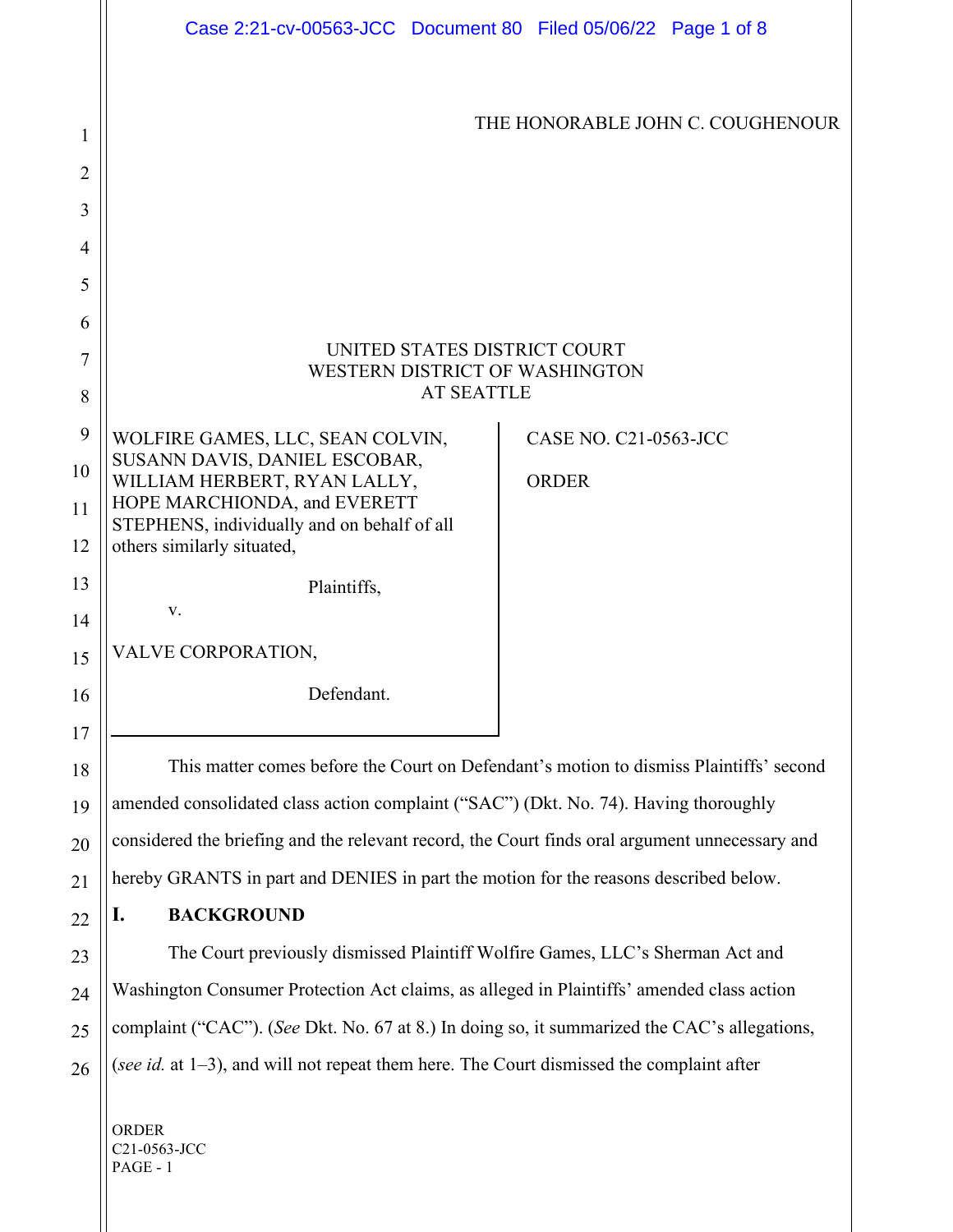THE HONORABLE JOHN C. COUGHENOUR

UNITED STATES DISTRICT COURT
WESTERN DISTRICT OF WASHINGTON
AT SEATTLE

WOLFIRE GAMES, LLC, SEAN COLVIN, SUSANN DAVIS, DANIEL ESCOBAR, WILLIAM HERBERT, RYAN LALLY, HOPE MARCHIONDA, and EVERETT STEPHENS, individually and on behalf of all others similarly situated,

Plaintiffs,

v.

VALVE CORPORATION,

Defendant.

CASE NO. C21-0563-JCC

ORDER

This matter comes before the Court on Defendant's motion to dismiss Plaintiffs' second amended consolidated class action complaint ("SAC") (Dkt. No. 74). Having thoroughly considered the briefing and the relevant record, the Court finds oral argument unnecessary and hereby GRANTS in part and DENIES in part the motion for the reasons described below.

## I. BACKGROUND

The Court previously dismissed Plaintiff Wolfire Games, LLC's Sherman Act and Washington Consumer Protection Act claims, as alleged in Plaintiffs' amended class action complaint ("CAC"). (*See* Dkt. No. 67 at 8.) In doing so, it summarized the CAC's allegations, (*see id.* at 1–3), and will not repeat them here. The Court dismissed the complaint after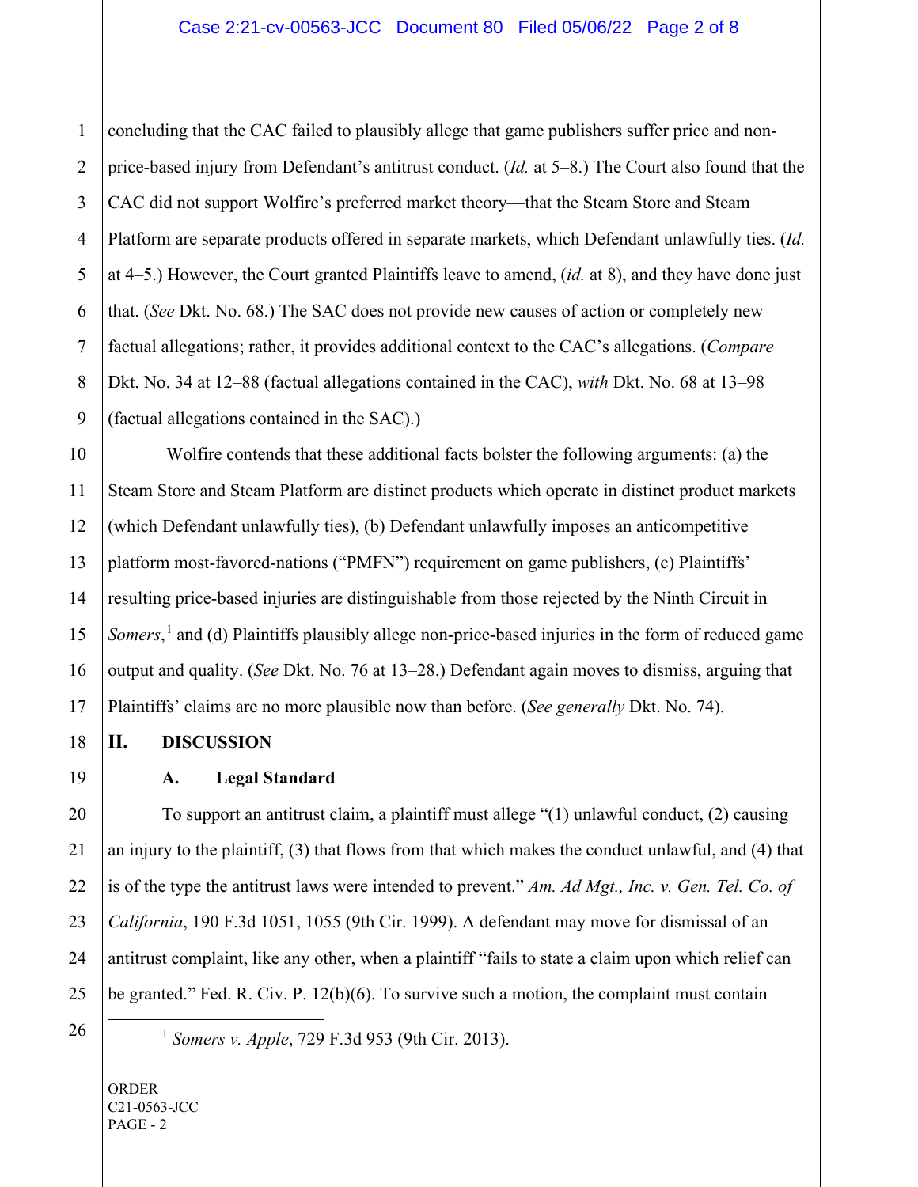concluding that the CAC failed to plausibly allege that game publishers suffer price and non-price-based injury from Defendant's antitrust conduct. (*Id.* at 5–8.) The Court also found that the CAC did not support Wolfire's preferred market theory—that the Steam Store and Steam Platform are separate products offered in separate markets, which Defendant unlawfully ties. (*Id.* at 4–5.) However, the Court granted Plaintiffs leave to amend, (*id.* at 8), and they have done just that. (*See* Dkt. No. 68.) The SAC does not provide new causes of action or completely new factual allegations; rather, it provides additional context to the CAC's allegations. (*Compare* Dkt. No. 34 at 12–88 (factual allegations contained in the CAC), *with* Dkt. No. 68 at 13–98 (factual allegations contained in the SAC).)

Wolfire contends that these additional facts bolster the following arguments: (a) the Steam Store and Steam Platform are distinct products which operate in distinct product markets (which Defendant unlawfully ties), (b) Defendant unlawfully imposes an anticompetitive platform most-favored-nations ("PMFN") requirement on game publishers, (c) Plaintiffs' resulting price-based injuries are distinguishable from those rejected by the Ninth Circuit in *Somers*,[1] and (d) Plaintiffs plausibly allege non-price-based injuries in the form of reduced game output and quality. (*See* Dkt. No. 76 at 13–28.) Defendant again moves to dismiss, arguing that Plaintiffs' claims are no more plausible now than before. (*See generally* Dkt. No. 74).

## II. DISCUSSION

### A. Legal Standard

To support an antitrust claim, a plaintiff must allege "(1) unlawful conduct, (2) causing an injury to the plaintiff, (3) that flows from that which makes the conduct unlawful, and (4) that is of the type the antitrust laws were intended to prevent." *Am. Ad Mgt., Inc. v. Gen. Tel. Co. of California*, 190 F.3d 1051, 1055 (9th Cir. 1999). A defendant may move for dismissal of an antitrust complaint, like any other, when a plaintiff "fails to state a claim upon which relief can be granted." Fed. R. Civ. P. 12(b)(6). To survive such a motion, the complaint must contain

[1] *Somers v. Apple*, 729 F.3d 953 (9th Cir. 2013).

ORDER
C21-0563-JCC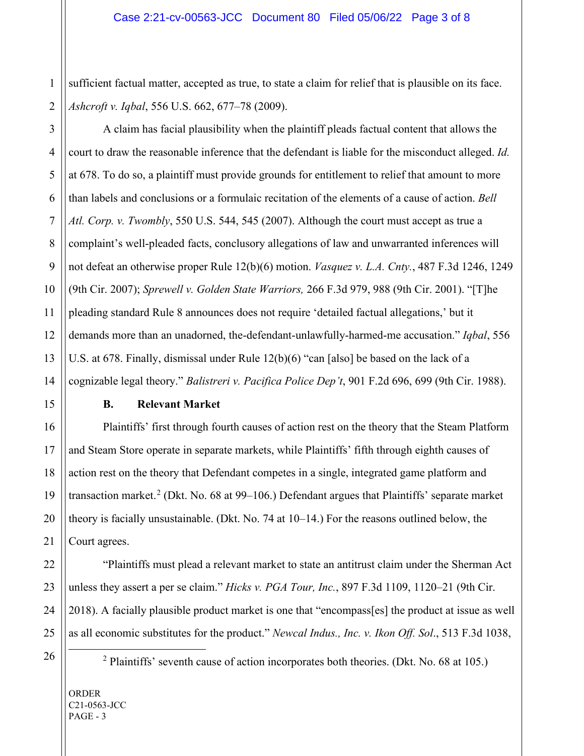sufficient factual matter, accepted as true, to state a claim for relief that is plausible on its face. *Ashcroft v. Iqbal*, 556 U.S. 662, 677–78 (2009).

A claim has facial plausibility when the plaintiff pleads factual content that allows the court to draw the reasonable inference that the defendant is liable for the misconduct alleged. *Id.* at 678. To do so, a plaintiff must provide grounds for entitlement to relief that amount to more than labels and conclusions or a formulaic recitation of the elements of a cause of action. *Bell Atl. Corp. v. Twombly*, 550 U.S. 544, 545 (2007). Although the court must accept as true a complaint's well-pleaded facts, conclusory allegations of law and unwarranted inferences will not defeat an otherwise proper Rule 12(b)(6) motion. *Vasquez v. L.A. Cnty.*, 487 F.3d 1246, 1249 (9th Cir. 2007); *Sprewell v. Golden State Warriors,* 266 F.3d 979, 988 (9th Cir. 2001). "[T]he pleading standard Rule 8 announces does not require 'detailed factual allegations,' but it demands more than an unadorned, the-defendant-unlawfully-harmed-me accusation." *Iqbal*, 556 U.S. at 678. Finally, dismissal under Rule 12(b)(6) "can [also] be based on the lack of a cognizable legal theory." *Balistreri v. Pacifica Police Dep't*, 901 F.2d 696, 699 (9th Cir. 1988).

### B. Relevant Market

Plaintiffs' first through fourth causes of action rest on the theory that the Steam Platform and Steam Store operate in separate markets, while Plaintiffs' fifth through eighth causes of action rest on the theory that Defendant competes in a single, integrated game platform and transaction market.[2] (Dkt. No. 68 at 99–106.) Defendant argues that Plaintiffs' separate market theory is facially unsustainable. (Dkt. No. 74 at 10–14.) For the reasons outlined below, the Court agrees.

"Plaintiffs must plead a relevant market to state an antitrust claim under the Sherman Act unless they assert a per se claim." *Hicks v. PGA Tour, Inc.*, 897 F.3d 1109, 1120–21 (9th Cir. 2018). A facially plausible product market is one that "encompass[es] the product at issue as well as all economic substitutes for the product." *Newcal Indus., Inc. v. Ikon Off. Sol.*, 513 F.3d 1038,

[2] Plaintiffs' seventh cause of action incorporates both theories. (Dkt. No. 68 at 105.)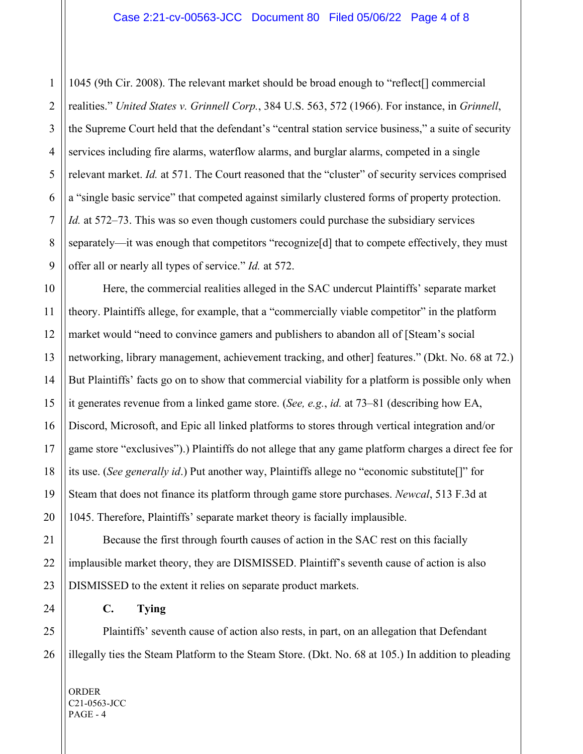1045 (9th Cir. 2008). The relevant market should be broad enough to "reflect[] commercial realities." *United States v. Grinnell Corp.*, 384 U.S. 563, 572 (1966). For instance, in *Grinnell*, the Supreme Court held that the defendant's "central station service business," a suite of security services including fire alarms, waterflow alarms, and burglar alarms, competed in a single relevant market. *Id.* at 571. The Court reasoned that the "cluster" of security services comprised a "single basic service" that competed against similarly clustered forms of property protection. *Id.* at 572–73. This was so even though customers could purchase the subsidiary services separately—it was enough that competitors "recognize[d] that to compete effectively, they must offer all or nearly all types of service." *Id.* at 572.

Here, the commercial realities alleged in the SAC undercut Plaintiffs' separate market theory. Plaintiffs allege, for example, that a "commercially viable competitor" in the platform market would "need to convince gamers and publishers to abandon all of [Steam's social networking, library management, achievement tracking, and other] features." (Dkt. No. 68 at 72.) But Plaintiffs' facts go on to show that commercial viability for a platform is possible only when it generates revenue from a linked game store. (*See, e.g.*, *id.* at 73–81 (describing how EA, Discord, Microsoft, and Epic all linked platforms to stores through vertical integration and/or game store "exclusives").) Plaintiffs do not allege that any game platform charges a direct fee for its use. (*See generally id*.) Put another way, Plaintiffs allege no "economic substitute[]" for Steam that does not finance its platform through game store purchases. *Newcal*, 513 F.3d at 1045. Therefore, Plaintiffs' separate market theory is facially implausible.

Because the first through fourth causes of action in the SAC rest on this facially implausible market theory, they are DISMISSED. Plaintiff's seventh cause of action is also DISMISSED to the extent it relies on separate product markets.

### C. Tying

Plaintiffs' seventh cause of action also rests, in part, on an allegation that Defendant illegally ties the Steam Platform to the Steam Store. (Dkt. No. 68 at 105.) In addition to pleading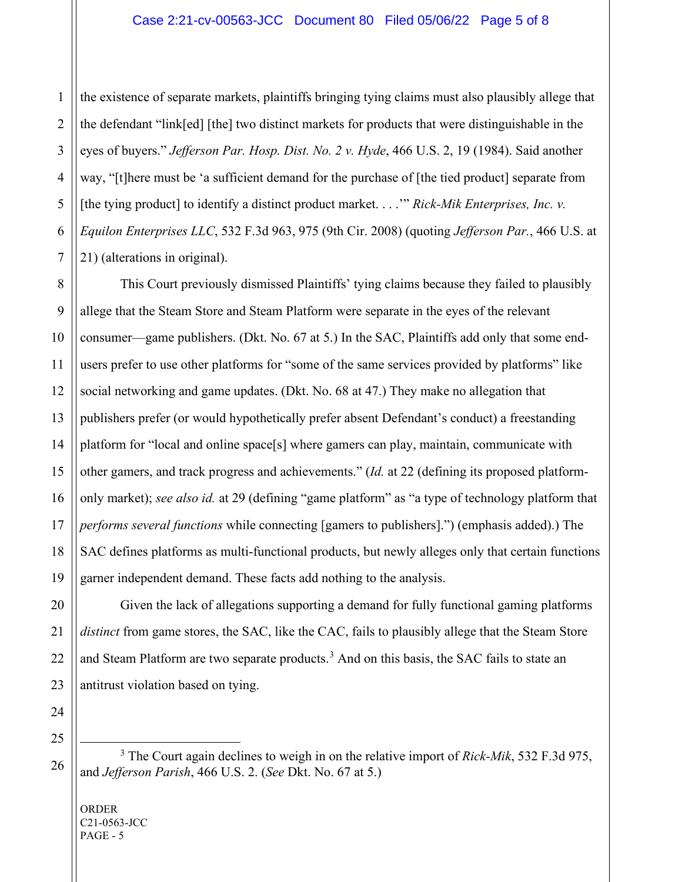the existence of separate markets, plaintiffs bringing tying claims must also plausibly allege that the defendant "link[ed] [the] two distinct markets for products that were distinguishable in the eyes of buyers." *Jefferson Par. Hosp. Dist. No. 2 v. Hyde*, 466 U.S. 2, 19 (1984). Said another way, "[t]here must be 'a sufficient demand for the purchase of [the tied product] separate from [the tying product] to identify a distinct product market. . . .'" *Rick-Mik Enterprises, Inc. v. Equilon Enterprises LLC*, 532 F.3d 963, 975 (9th Cir. 2008) (quoting *Jefferson Par.*, 466 U.S. at 21) (alterations in original).

This Court previously dismissed Plaintiffs' tying claims because they failed to plausibly allege that the Steam Store and Steam Platform were separate in the eyes of the relevant consumer—game publishers. (Dkt. No. 67 at 5.) In the SAC, Plaintiffs add only that some end-users prefer to use other platforms for "some of the same services provided by platforms" like social networking and game updates. (Dkt. No. 68 at 47.) They make no allegation that publishers prefer (or would hypothetically prefer absent Defendant's conduct) a freestanding platform for "local and online space[s] where gamers can play, maintain, communicate with other gamers, and track progress and achievements." (*Id.* at 22 (defining its proposed platform-only market); *see also id.* at 29 (defining "game platform" as "a type of technology platform that *performs several functions* while connecting [gamers to publishers].") (emphasis added).) The SAC defines platforms as multi-functional products, but newly alleges only that certain functions garner independent demand. These facts add nothing to the analysis.

Given the lack of allegations supporting a demand for fully functional gaming platforms *distinct* from game stores, the SAC, like the CAC, fails to plausibly allege that the Steam Store and Steam Platform are two separate products.[3] And on this basis, the SAC fails to state an antitrust violation based on tying.

---

[3] The Court again declines to weigh in on the relative import of *Rick-Mik*, 532 F.3d 975, and *Jefferson Parish*, 466 U.S. 2. (*See* Dkt. No. 67 at 5.)

ORDER
C21-0563-JCC
PAGE - 5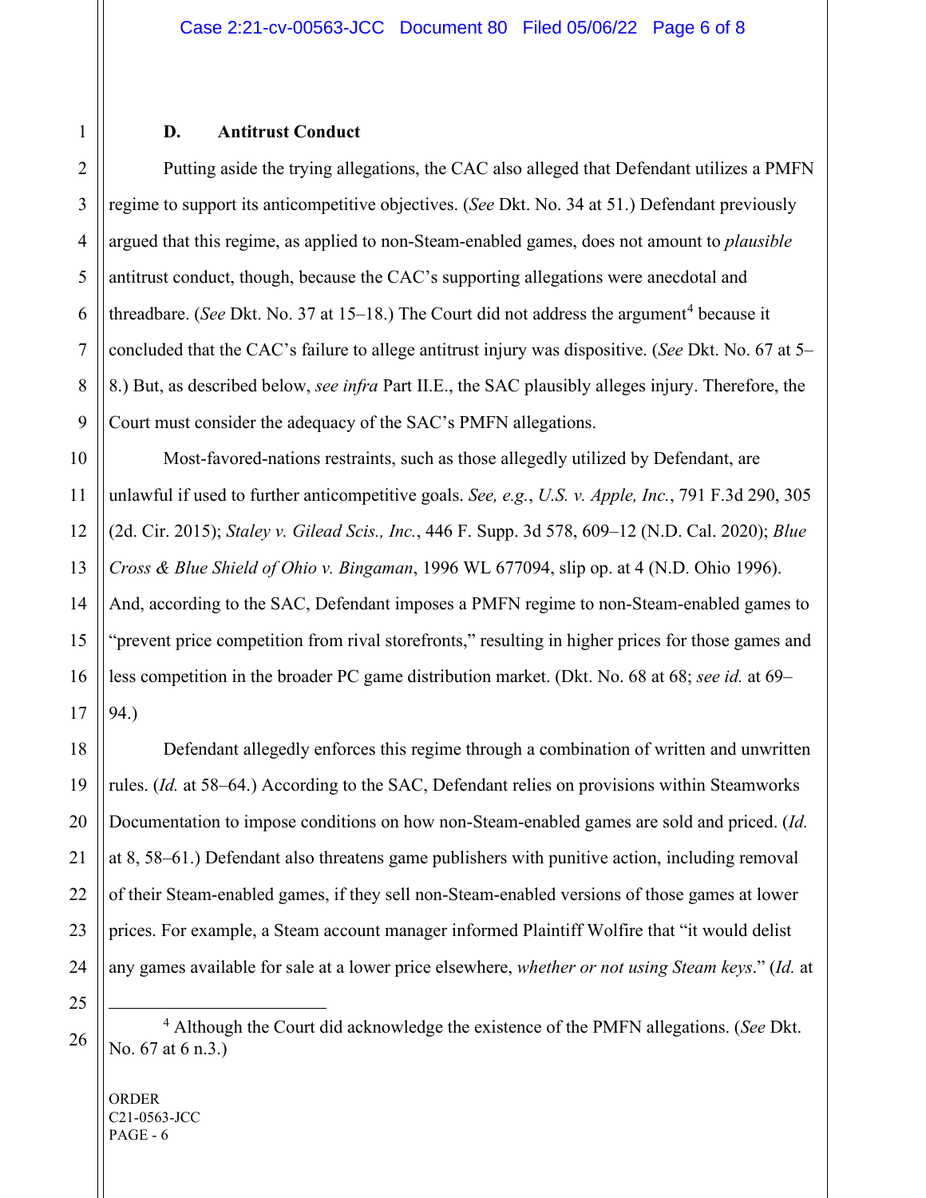### D. Antitrust Conduct

Putting aside the trying allegations, the CAC also alleged that Defendant utilizes a PMFN regime to support its anticompetitive objectives. (*See* Dkt. No. 34 at 51.) Defendant previously argued that this regime, as applied to non-Steam-enabled games, does not amount to *plausible* antitrust conduct, though, because the CAC's supporting allegations were anecdotal and threadbare. (*See* Dkt. No. 37 at 15–18.) The Court did not address the argument[4] because it concluded that the CAC's failure to allege antitrust injury was dispositive. (*See* Dkt. No. 67 at 5–8.) But, as described below, *see infra* Part II.E., the SAC plausibly alleges injury. Therefore, the Court must consider the adequacy of the SAC's PMFN allegations.

Most-favored-nations restraints, such as those allegedly utilized by Defendant, are unlawful if used to further anticompetitive goals. *See, e.g.*, *U.S. v. Apple, Inc.*, 791 F.3d 290, 305 (2d. Cir. 2015); *Staley v. Gilead Scis., Inc.*, 446 F. Supp. 3d 578, 609–12 (N.D. Cal. 2020); *Blue Cross & Blue Shield of Ohio v. Bingaman*, 1996 WL 677094, slip op. at 4 (N.D. Ohio 1996). And, according to the SAC, Defendant imposes a PMFN regime to non-Steam-enabled games to "prevent price competition from rival storefronts," resulting in higher prices for those games and less competition in the broader PC game distribution market. (Dkt. No. 68 at 68; *see id.* at 69–94.)

Defendant allegedly enforces this regime through a combination of written and unwritten rules. (*Id.* at 58–64.) According to the SAC, Defendant relies on provisions within Steamworks Documentation to impose conditions on how non-Steam-enabled games are sold and priced. (*Id.* at 8, 58–61.) Defendant also threatens game publishers with punitive action, including removal of their Steam-enabled games, if they sell non-Steam-enabled versions of those games at lower prices. For example, a Steam account manager informed Plaintiff Wolfire that "it would delist any games available for sale at a lower price elsewhere, *whether or not using Steam keys*." (*Id.* at

---

[4] Although the Court did acknowledge the existence of the PMFN allegations. (*See* Dkt. No. 67 at 6 n.3.)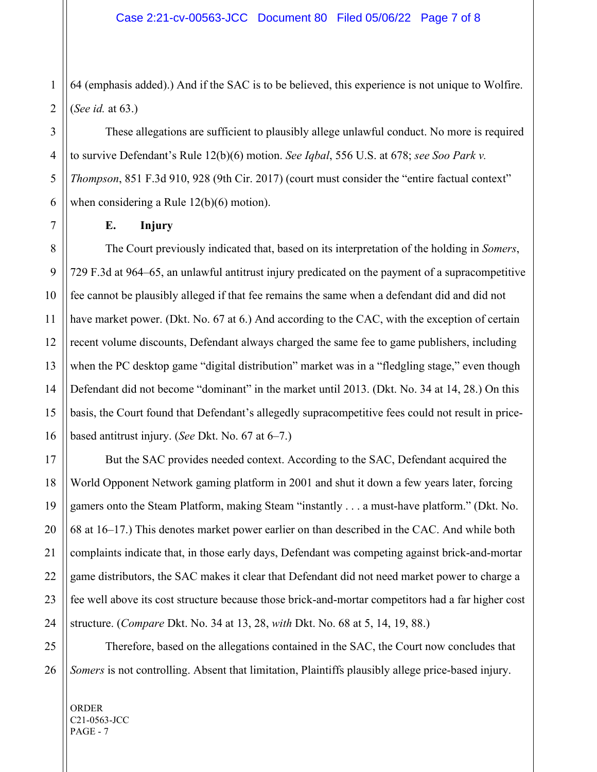64 (emphasis added).) And if the SAC is to be believed, this experience is not unique to Wolfire. (*See id.* at 63.)

These allegations are sufficient to plausibly allege unlawful conduct. No more is required to survive Defendant's Rule 12(b)(6) motion. *See Iqbal*, 556 U.S. at 678; *see Soo Park v. Thompson*, 851 F.3d 910, 928 (9th Cir. 2017) (court must consider the "entire factual context" when considering a Rule 12(b)(6) motion).

**E. Injury**

The Court previously indicated that, based on its interpretation of the holding in *Somers*, 729 F.3d at 964–65, an unlawful antitrust injury predicated on the payment of a supracompetitive fee cannot be plausibly alleged if that fee remains the same when a defendant did and did not have market power. (Dkt. No. 67 at 6.) And according to the CAC, with the exception of certain recent volume discounts, Defendant always charged the same fee to game publishers, including when the PC desktop game "digital distribution" market was in a "fledgling stage," even though Defendant did not become "dominant" in the market until 2013. (Dkt. No. 34 at 14, 28.) On this basis, the Court found that Defendant's allegedly supracompetitive fees could not result in price-based antitrust injury. (*See* Dkt. No. 67 at 6–7.)

But the SAC provides needed context. According to the SAC, Defendant acquired the World Opponent Network gaming platform in 2001 and shut it down a few years later, forcing gamers onto the Steam Platform, making Steam "instantly . . . a must-have platform." (Dkt. No. 68 at 16–17.) This denotes market power earlier on than described in the CAC. And while both complaints indicate that, in those early days, Defendant was competing against brick-and-mortar game distributors, the SAC makes it clear that Defendant did not need market power to charge a fee well above its cost structure because those brick-and-mortar competitors had a far higher cost structure. (*Compare* Dkt. No. 34 at 13, 28, *with* Dkt. No. 68 at 5, 14, 19, 88.)

Therefore, based on the allegations contained in the SAC, the Court now concludes that *Somers* is not controlling. Absent that limitation, Plaintiffs plausibly allege price-based injury.

ORDER
C21-0563-JCC
PAGE - 7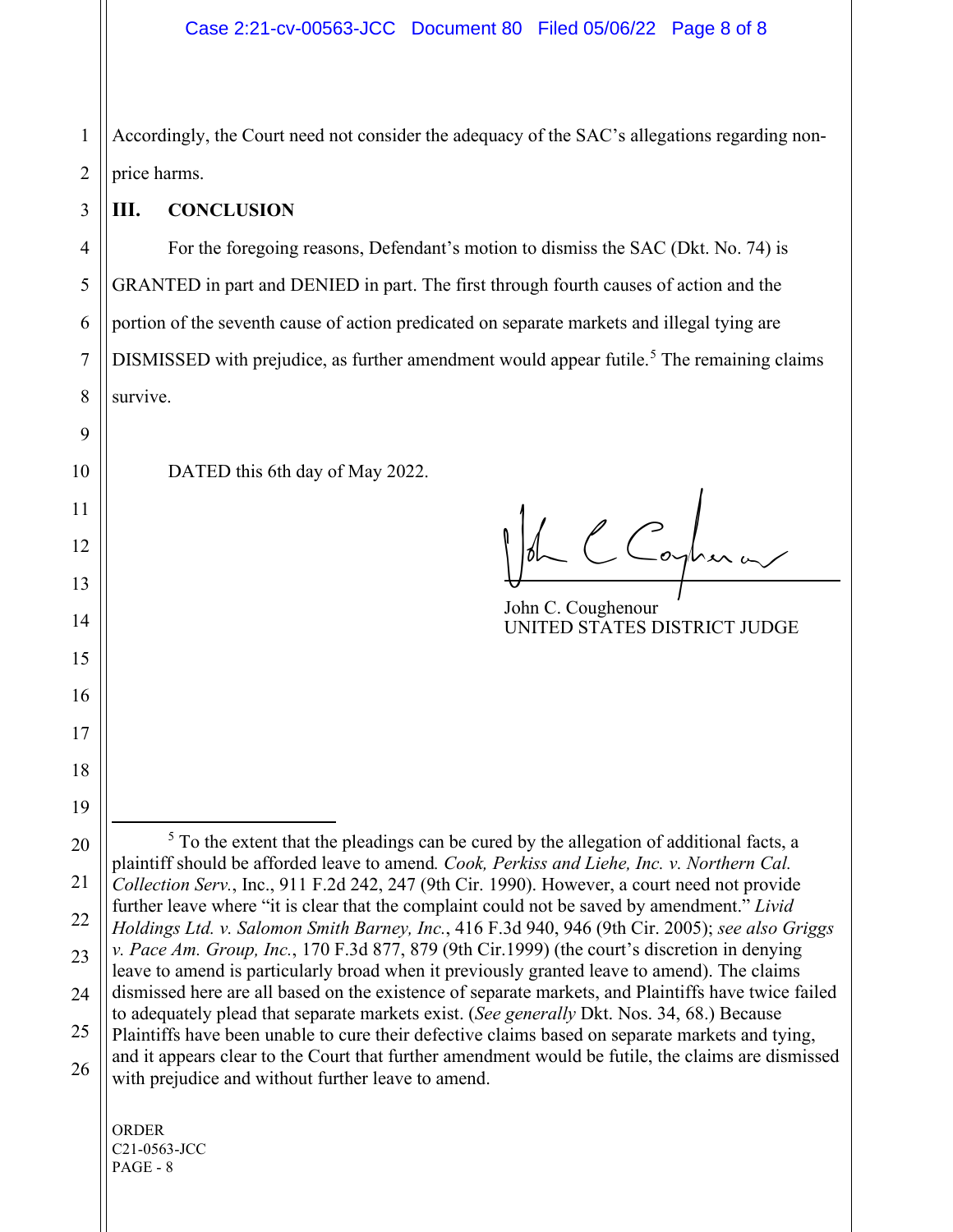Accordingly, the Court need not consider the adequacy of the SAC's allegations regarding non-price harms.

## III. CONCLUSION

For the foregoing reasons, Defendant's motion to dismiss the SAC (Dkt. No. 74) is GRANTED in part and DENIED in part. The first through fourth causes of action and the portion of the seventh cause of action predicated on separate markets and illegal tying are DISMISSED with prejudice, as further amendment would appear futile.[5] The remaining claims survive.

DATED this 6th day of May 2022.

John C. Coughenour
UNITED STATES DISTRICT JUDGE

---

[5] To the extent that the pleadings can be cured by the allegation of additional facts, a plaintiff should be afforded leave to amend. *Cook, Perkiss and Liehe, Inc. v. Northern Cal. Collection Serv.*, Inc., 911 F.2d 242, 247 (9th Cir. 1990). However, a court need not provide further leave where "it is clear that the complaint could not be saved by amendment." *Livid Holdings Ltd. v. Salomon Smith Barney, Inc.*, 416 F.3d 940, 946 (9th Cir. 2005); *see also Griggs v. Pace Am. Group, Inc.*, 170 F.3d 877, 879 (9th Cir.1999) (the court's discretion in denying leave to amend is particularly broad when it previously granted leave to amend). The claims dismissed here are all based on the existence of separate markets, and Plaintiffs have twice failed to adequately plead that separate markets exist. (*See generally* Dkt. Nos. 34, 68.) Because Plaintiffs have been unable to cure their defective claims based on separate markets and tying, and it appears clear to the Court that further amendment would be futile, the claims are dismissed with prejudice and without further leave to amend.

ORDER
C21-0563-JCC
PAGE - 8